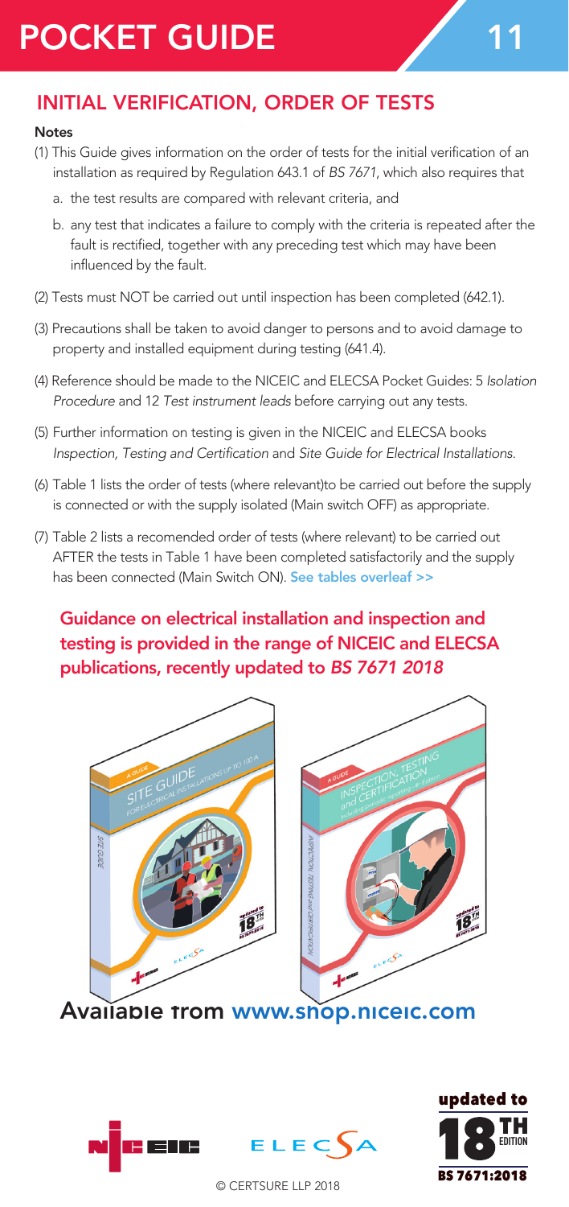# POCKET GUIDE 11

## INITIAL VERIFICATION, ORDER OF TESTS

**Notes**

(1) This Guide gives information on the order of tests for the initial verification of an installation as required by Regulation 643.1 of *BS 7671*, which also requires that

  a. the test results are compared with relevant criteria, and

  b. any test that indicates a failure to comply with the criteria is repeated after the fault is rectified, together with any preceding test which may have been influenced by the fault.

(2) Tests must NOT be carried out until inspection has been completed (642.1).

(3) Precautions shall be taken to avoid danger to persons and to avoid damage to property and installed equipment during testing (641.4).

(4) Reference should be made to the NICEIC and ELECSA Pocket Guides: 5 *Isolation Procedure* and 12 *Test instrument leads* before carrying out any tests.

(5) Further information on testing is given in the NICEIC and ELECSA books *Inspection, Testing and Certification* and *Site Guide for Electrical Installations.*

(6) Table 1 lists the order of tests (where relevant)to be carried out before the supply is connected or with the supply isolated (Main switch OFF) as appropriate.

(7) Table 2 lists a recomended order of tests (where relevant) to be carried out AFTER the tests in Table 1 have been completed satisfactorily and the supply has been connected (Main Switch ON). See tables overleaf >>

**Guidance on electrical installation and inspection and testing is provided in the range of NICEIC and ELECSA publications, recently updated to *BS 7671 2018***

Available from www.shop.niceic.com

updated to 18TH EDITION BS 7671:2018

© CERTSURE LLP 2018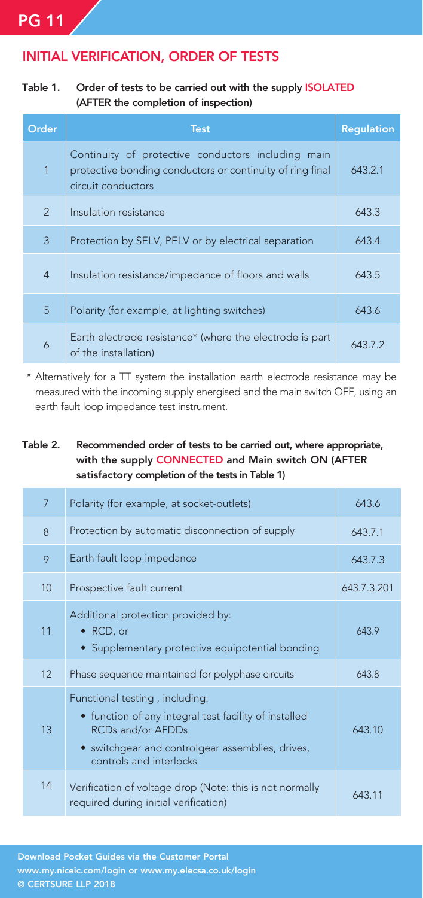# PG 11

## INITIAL VERIFICATION, ORDER OF TESTS

**Table 1. Order of tests to be carried out with the supply ISOLATED (AFTER the completion of inspection)**

| Order | Test | Regulation |
|---|---|---|
| 1 | Continuity of protective conductors including main protective bonding conductors or continuity of ring final circuit conductors | 643.2.1 |
| 2 | Insulation resistance | 643.3 |
| 3 | Protection by SELV, PELV or by electrical separation | 643.4 |
| 4 | Insulation resistance/impedance of floors and walls | 643.5 |
| 5 | Polarity (for example, at lighting switches) | 643.6 |
| 6 | Earth electrode resistance* (where the electrode is part of the installation) | 643.7.2 |

\* Alternatively for a TT system the installation earth electrode resistance may be measured with the incoming supply energised and the main switch OFF, using an earth fault loop impedance test instrument.

**Table 2. Recommended order of tests to be carried out, where appropriate, with the supply CONNECTED and Main switch ON (AFTER satisfactory completion of the tests in Table 1)**

| | | |
|---|---|---|
| 7 | Polarity (for example, at socket-outlets) | 643.6 |
| 8 | Protection by automatic disconnection of supply | 643.7.1 |
| 9 | Earth fault loop impedance | 643.7.3 |
| 10 | Prospective fault current | 643.7.3.201 |
| 11 | Additional protection provided by:<br>• RCD, or<br>• Supplementary protective equipotential bonding | 643.9 |
| 12 | Phase sequence maintained for polyphase circuits | 643.8 |
| 13 | Functional testing , including:<br>• function of any integral test facility of installed RCDs and/or AFDDs<br>• switchgear and controlgear assemblies, drives, controls and interlocks | 643.10 |
| 14 | Verification of voltage drop (Note: this is not normally required during initial verification) | 643.11 |

Download Pocket Guides via the Customer Portal
www.my.niceic.com/login or www.my.elecsa.co.uk/login
© CERTSURE LLP 2018